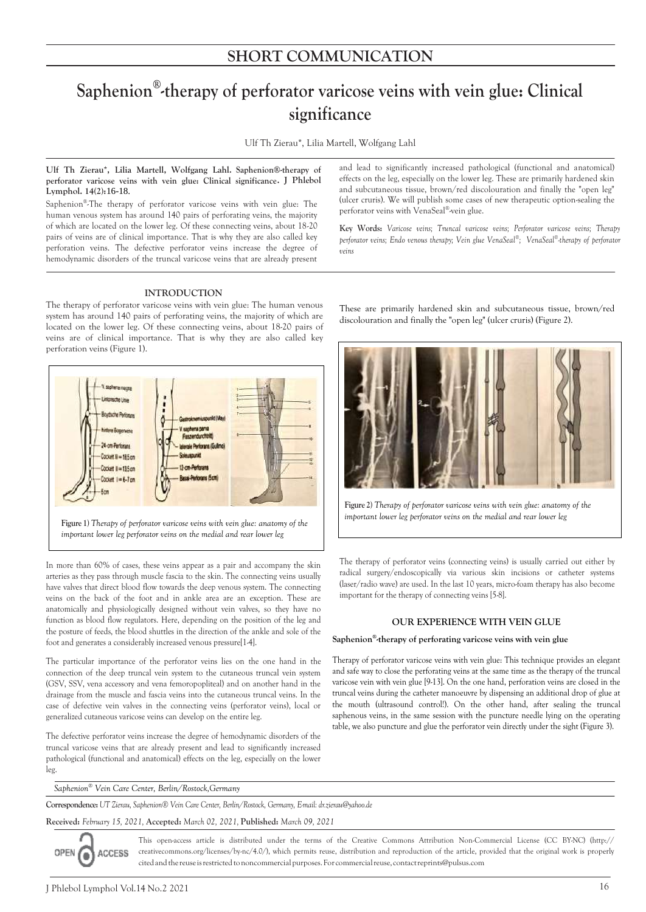## SHORT COMMUNICATION

# Saphenion®-therapy of perforator varicose veins with vein glue: Clinical significance

Ulf Th Zierau*, Lilia Martell, Wolfgang Lahl

**Ulf Th Zierau*, Lilia Martell, Wolfgang Lahl. Saphenion®-therapy of perforator varicose veins with vein glue: Clinical significance. J Phlebol Lymphol. 14(2):16-18.**

Saphenion®-The therapy of perforator varicose veins with vein glue: The human venous system has around 140 pairs of perforating veins, the majority of which are located on the lower leg. Of these connecting veins, about 18-20 pairs of veins are of clinical importance. That is why they are also called key perforation veins. The defective perforator veins increase the degree of hemodynamic disorders of the truncal varicose veins that are already present and lead to significantly increased pathological (functional and anatomical) effects on the leg, especially on the lower leg. These are primarily hardened skin and subcutaneous tissue, brown/red discolouration and finally the "open leg" (ulcer cruris). We will publish some cases of new therapeutic option-sealing the perforator veins with VenaSeal®-vein glue.

**Key Words:** *Varicose veins; Truncal varicose veins; Perforator varicose veins; Therapy perforator veins; Endo venous therapy; Vein glue VenaSeal®; VenaSeal®-therapy of perforator veins*

## INTRODUCTION

The therapy of perforator varicose veins with vein glue: The human venous system has around 140 pairs of perforating veins, the majority of which are located on the lower leg. Of these connecting veins, about 18-20 pairs of veins are of clinical importance. That is why they are also called key perforation veins (Figure 1).

**Figure 1)** *Therapy of perforator varicose veins with vein glue: anatomy of the important lower leg perforator veins on the medial and rear lower leg*

In more than 60% of cases, these veins appear as a pair and accompany the skin arteries as they pass through muscle fascia to the skin. The connecting veins usually have valves that direct blood flow towards the deep venous system. The connecting veins on the back of the foot and in ankle area are an exception. These are anatomically and physiologically designed without vein valves, so they have no function as blood flow regulators. Here, depending on the position of the leg and the posture of feeds, the blood shuttles in the direction of the ankle and sole of the foot and generates a considerably increased venous pressure[1-4].

The particular importance of the perforator veins lies on the one hand in the connection of the deep truncal vein system to the cutaneous truncal vein system (GSV, SSV, vena accessory and vena femoropopliteal) and on another hand in the drainage from the muscle and fascia veins into the cutaneous truncal veins. In the case of defective vein valves in the connecting veins (perforator veins), local or generalized cutaneous varicose veins can develop on the entire leg.

The defective perforator veins increase the degree of hemodynamic disorders of the truncal varicose veins that are already present and lead to significantly increased pathological (functional and anatomical) effects on the leg, especially on the lower leg. These are primarily hardened skin and subcutaneous tissue, brown/red discolouration and finally the "open leg" (ulcer cruris) (Figure 2).

**Figure 2)** *Therapy of perforator varicose veins with vein glue: anatomy of the important lower leg perforator veins on the medial and rear lower leg*

The therapy of perforator veins (connecting veins) is usually carried out either by radical surgery/endoscopically via various skin incisions or catheter systems (laser/radio wave) are used. In the last 10 years, micro-foam therapy has also become important for the therapy of connecting veins [5-8].

## OUR EXPERIENCE WITH VEIN GLUE

### Saphenion®-therapy of perforating varicose veins with vein glue

Therapy of perforator varicose veins with vein glue: This technique provides an elegant and safe way to close the perforating veins at the same time as the therapy of the truncal varicose vein with vein glue [9-13]. On the one hand, perforation veins are closed in the truncal veins during the catheter manoeuvre by dispensing an additional drop of glue at the mouth (ultrasound control!). On the other hand, after sealing the truncal saphenous veins, in the same session with the puncture needle lying on the operating table, we also puncture and glue the perforator vein directly under the sight (Figure 3).

*Saphenion® Vein Care Center, Berlin/Rostock,Germany*

**Correspondence:** *UT Zierau, Saphenion® Vein Care Center, Berlin/Rostock, Germany, E-mail: dr.zierau@yahoo.de*

**Received:** *February 15, 2021,* **Accepted:** *March 02, 2021,* **Published:** *March 09, 2021*

This open-access article is distributed under the terms of the Creative Commons Attribution Non-Commercial License (CC BY-NC) (http://creativecommons.org/licenses/by-nc/4.0/), which permits reuse, distribution and reproduction of the article, provided that the original work is properly cited and the reuse is restricted to noncommercial purposes. For commercial reuse, contact reprints@pulsus.com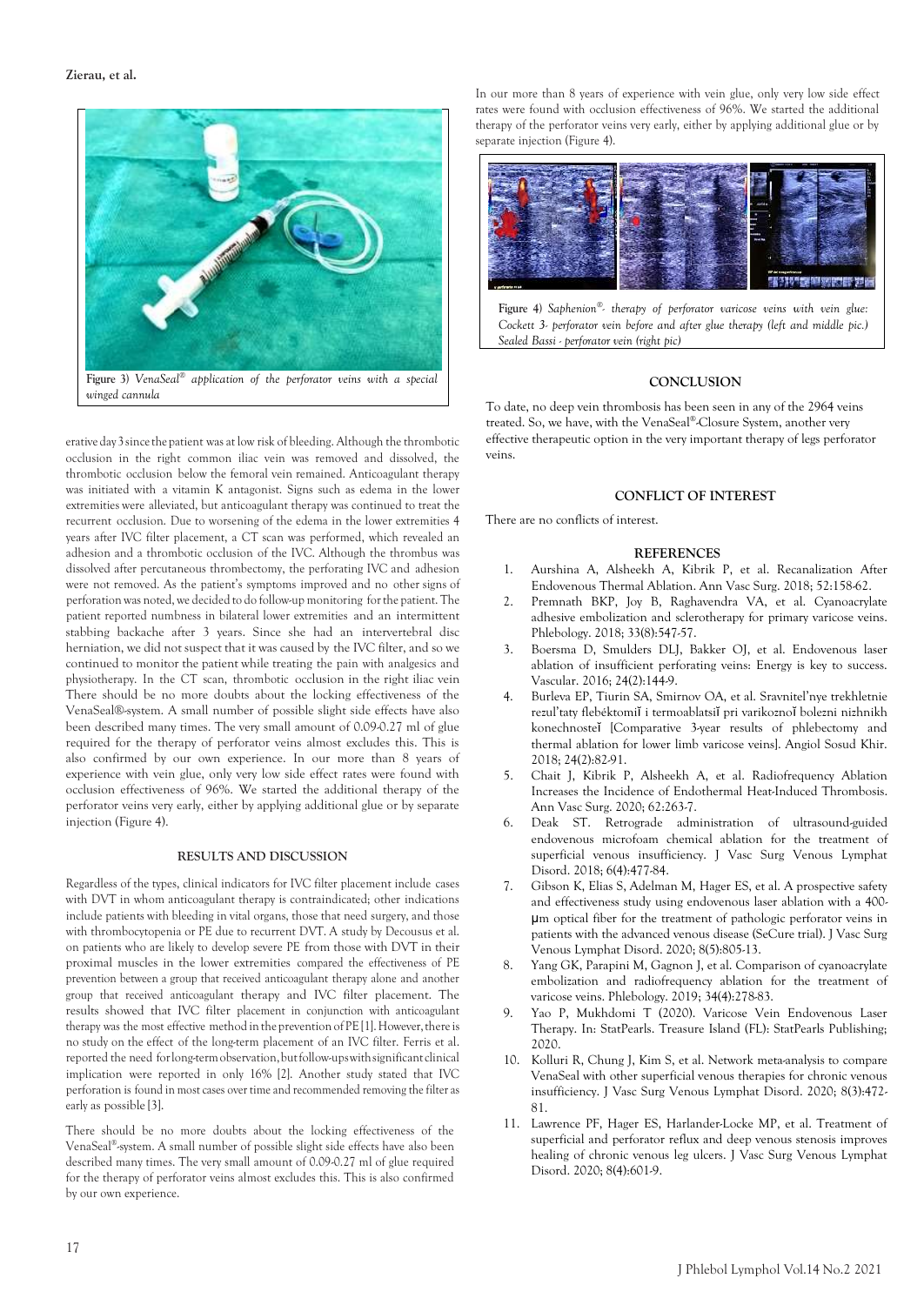Figure 3) *VenaSeal® application of the perforator veins with a special winged cannula*

erative day 3 since the patient was at low risk of bleeding. Although the thrombotic occlusion in the right common iliac vein was removed and dissolved, the thrombotic occlusion below the femoral vein remained. Anticoagulant therapy was initiated with a vitamin K antagonist. Signs such as edema in the lower extremities were alleviated, but anticoagulant therapy was continued to treat the recurrent occlusion. Due to worsening of the edema in the lower extremities 4 years after IVC filter placement, a CT scan was performed, which revealed an adhesion and a thrombotic occlusion of the IVC. Although the thrombus was dissolved after percutaneous thrombectomy, the perforating IVC and adhesion were not removed. As the patient's symptoms improved and no other signs of perforation was noted, we decided to do follow-up monitoring for the patient. The patient reported numbness in bilateral lower extremities and an intermittent stabbing backache after 3 years. Since she had an intervertebral disc herniation, we did not suspect that it was caused by the IVC filter, and so we continued to monitor the patient while treating the pain with analgesics and physiotherapy. In the CT scan, thrombotic occlusion in the right iliac vein There should be no more doubts about the locking effectiveness of the VenaSeal®-system. A small number of possible slight side effects have also been described many times. The very small amount of 0.09-0.27 ml of glue required for the therapy of perforator veins almost excludes this. This is also confirmed by our own experience. In our more than 8 years of experience with vein glue, only very low side effect rates were found with occlusion effectiveness of 96%. We started the additional therapy of the perforator veins very early, either by applying additional glue or by separate injection (Figure 4).

## RESULTS AND DISCUSSION

Regardless of the types, clinical indicators for IVC filter placement include cases with DVT in whom anticoagulant therapy is contraindicated; other indications include patients with bleeding in vital organs, those that need surgery, and those with thrombocytopenia or PE due to recurrent DVT. A study by Decousus et al. on patients who are likely to develop severe PE from those with DVT in their proximal muscles in the lower extremities compared the effectiveness of PE prevention between a group that received anticoagulant therapy alone and another group that received anticoagulant therapy and IVC filter placement. The results showed that IVC filter placement in conjunction with anticoagulant therapy was the most effective method in the prevention of PE [1]. However, there is no study on the effect of the long-term placement of an IVC filter. Ferris et al. reported the need for long-term observation, but follow-ups with significant clinical implication were reported in only 16% [2]. Another study stated that IVC perforation is found in most cases over time and recommended removing the filter as early as possible [3].

There should be no more doubts about the locking effectiveness of the VenaSeal®-system. A small number of possible slight side effects have also been described many times. The very small amount of 0.09-0.27 ml of glue required for the therapy of perforator veins almost excludes this. This is also confirmed by our own experience.

In our more than 8 years of experience with vein glue, only very low side effect rates were found with occlusion effectiveness of 96%. We started the additional therapy of the perforator veins very early, either by applying additional glue or by separate injection (Figure 4).

Figure 4) *Saphenion®- therapy of perforator varicose veins with vein glue: Cockett 3- perforator vein before and after glue therapy (left and middle pic.) Sealed Bassi - perforator vein (right pic)*

## CONCLUSION

To date, no deep vein thrombosis has been seen in any of the 2964 veins treated. So, we have, with the VenaSeal®-Closure System, another very effective therapeutic option in the very important therapy of legs perforator veins.

## CONFLICT OF INTEREST

There are no conflicts of interest.

## REFERENCES

1. Aurshina A, Alsheekh A, Kibrik P, et al. Recanalization After Endovenous Thermal Ablation. Ann Vasc Surg. 2018; 52:158-62.
2. Premnath BKP, Joy B, Raghavendra VA, et al. Cyanoacrylate adhesive embolization and sclerotherapy for primary varicose veins. Phlebology. 2018; 33(8):547-57.
3. Boersma D, Smulders DLJ, Bakker OJ, et al. Endovenous laser ablation of insufficient perforating veins: Energy is key to success. Vascular. 2016; 24(2):144-9.
4. Burleva EP, Tiurin SA, Smirnov OA, et al. Sravnitel'nye trekhletnie rezul'taty flebéktomiĭ i termoablatsiĭ pri varikoznoĭ bolezni nizhnikh konechnosteĭ [Comparative 3-year results of phlebectomy and thermal ablation for lower limb varicose veins]. Angiol Sosud Khir. 2018; 24(2):82-91.
5. Chait J, Kibrik P, Alsheekh A, et al. Radiofrequency Ablation Increases the Incidence of Endothermal Heat-Induced Thrombosis. Ann Vasc Surg. 2020; 62:263-7.
6. Deak ST. Retrograde administration of ultrasound-guided endovenous microfoam chemical ablation for the treatment of superficial venous insufficiency. J Vasc Surg Venous Lymphat Disord. 2018; 6(4):477-84.
7. Gibson K, Elias S, Adelman M, Hager ES, et al. A prospective safety and effectiveness study using endovenous laser ablation with a 400-μm optical fiber for the treatment of pathologic perforator veins in patients with the advanced venous disease (SeCure trial). J Vasc Surg Venous Lymphat Disord. 2020; 8(5):805-13.
8. Yang GK, Parapini M, Gagnon J, et al. Comparison of cyanoacrylate embolization and radiofrequency ablation for the treatment of varicose veins. Phlebology. 2019; 34(4):278-83.
9. Yao P, Mukhdomi T (2020). Varicose Vein Endovenous Laser Therapy. In: StatPearls. Treasure Island (FL): StatPearls Publishing; 2020.
10. Kolluri R, Chung J, Kim S, et al. Network meta-analysis to compare VenaSeal with other superficial venous therapies for chronic venous insufficiency. J Vasc Surg Venous Lymphat Disord. 2020; 8(3):472-81.
11. Lawrence PF, Hager ES, Harlander-Locke MP, et al. Treatment of superficial and perforator reflux and deep venous stenosis improves healing of chronic venous leg ulcers. J Vasc Surg Venous Lymphat Disord. 2020; 8(4):601-9.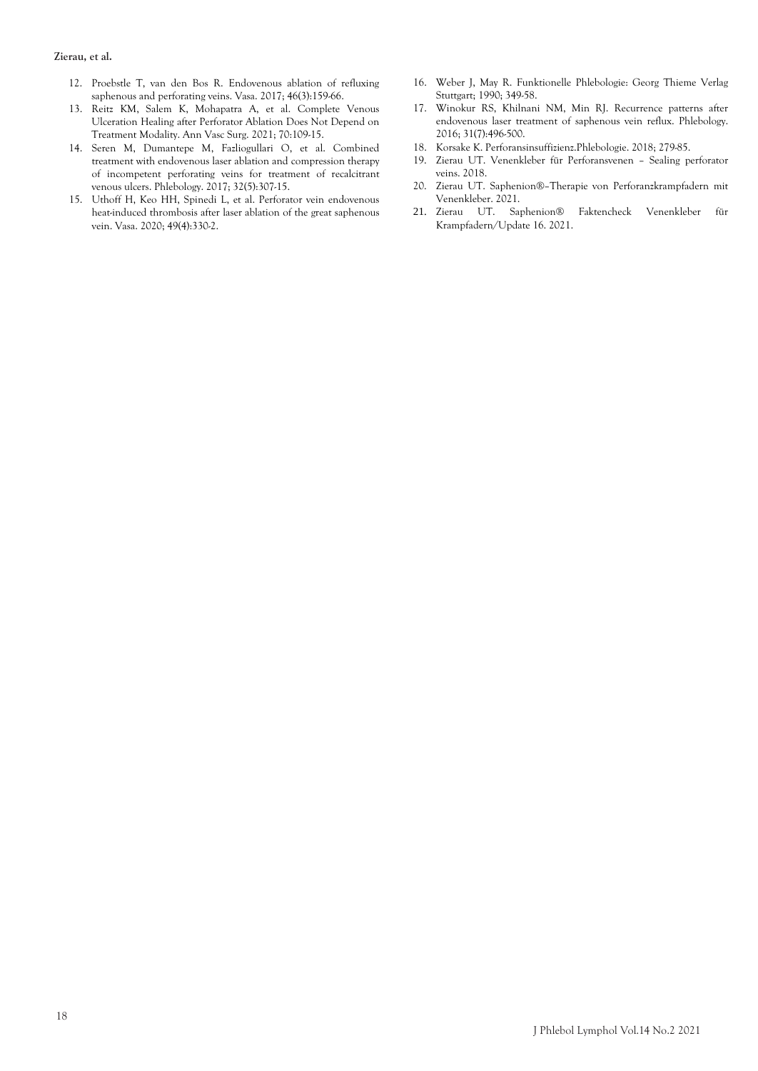12. Proebstle T, van den Bos R. Endovenous ablation of refluxing saphenous and perforating veins. Vasa. 2017; 46(3):159-66.
13. Reitz KM, Salem K, Mohapatra A, et al. Complete Venous Ulceration Healing after Perforator Ablation Does Not Depend on Treatment Modality. Ann Vasc Surg. 2021; 70:109-15.
14. Seren M, Dumantepe M, Fazliogullari O, et al. Combined treatment with endovenous laser ablation and compression therapy of incompetent perforating veins for treatment of recalcitrant venous ulcers. Phlebology. 2017; 32(5):307-15.
15. Uthoff H, Keo HH, Spinedi L, et al. Perforator vein endovenous heat-induced thrombosis after laser ablation of the great saphenous vein. Vasa. 2020; 49(4):330-2.
16. Weber J, May R. Funktionelle Phlebologie: Georg Thieme Verlag Stuttgart; 1990; 349-58.
17. Winokur RS, Khilnani NM, Min RJ. Recurrence patterns after endovenous laser treatment of saphenous vein reflux. Phlebology. 2016; 31(7):496-500.
18. Korsake K. Perforansinsuffizienz.Phlebologie. 2018; 279-85.
19. Zierau UT. Venenkleber für Perforansvenen – Sealing perforator veins. 2018.
20. Zierau UT. Saphenion®–Therapie von Perforanzkrampfadern mit Venenkleber. 2021.
21. Zierau UT. Saphenion® Faktencheck Venenkleber für Krampfadern/Update 16. 2021.